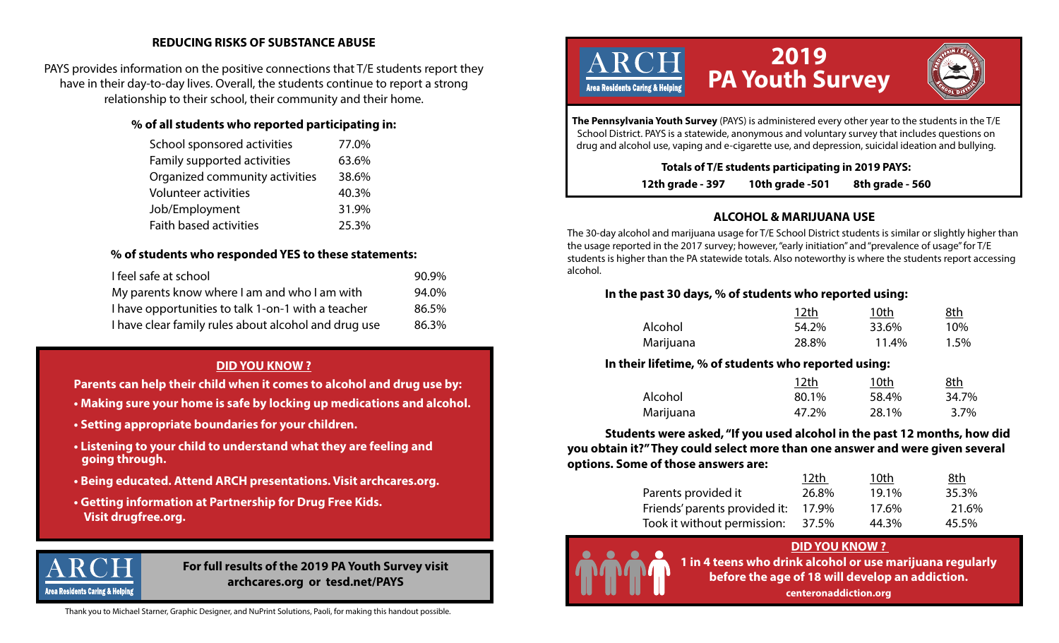## REDUCING RISKS OF SUBSTANCE ABUSE

PAYS provides information on the positive connections that T/E students report they have in their day-to-day lives. Overall, the students continue to report a strong relationship to their school, their community and their home.

**% of all students who reported participating in:**

| Activity | % |
|---|---|
| School sponsored activities | 77.0% |
| Family supported activities | 63.6% |
| Organized community activities | 38.6% |
| Volunteer activities | 40.3% |
| Job/Employment | 31.9% |
| Faith based activities | 25.3% |

**% of students who responded YES to these statements:**

| Statement | % |
|---|---|
| I feel safe at school | 90.9% |
| My parents know where I am and who I am with | 94.0% |
| I have opportunities to talk 1-on-1 with a teacher | 86.5% |
| I have clear family rules about alcohol and drug use | 86.3% |

### DID YOU KNOW ?

**Parents can help their child when it comes to alcohol and drug use by:**

- **Making sure your home is safe by locking up medications and alcohol.**
- **Setting appropriate boundaries for your children.**
- **Listening to your child to understand what they are feeling and going through.**
- **Being educated. Attend ARCH presentations. Visit archcares.org.**
- **Getting information at Partnership for Drug Free Kids. Visit drugfree.org.**

ARCH Area Residents Caring & Helping

**For full results of the 2019 PA Youth Survey visit archcares.org or tesd.net/PAYS**

Thank you to Michael Starner, Graphic Designer, and NuPrint Solutions, Paoli, for making this handout possible.

# 2019 PA Youth Survey

ARCH Area Residents Caring & Helping

**The Pennsylvania Youth Survey** (PAYS) is administered every other year to the students in the T/E School District. PAYS is a statewide, anonymous and voluntary survey that includes questions on drug and alcohol use, vaping and e-cigarette use, and depression, suicidal ideation and bullying.

**Totals of T/E students participating in 2019 PAYS:**

**12th grade - 397 10th grade -501 8th grade - 560**

## ALCOHOL & MARIJUANA USE

The 30-day alcohol and marijuana usage for T/E School District students is similar or slightly higher than the usage reported in the 2017 survey; however, "early initiation" and "prevalence of usage" for T/E students is higher than the PA statewide totals. Also noteworthy is where the students report accessing alcohol.

**In the past 30 days, % of students who reported using:**

| | 12th | 10th | 8th |
|---|---|---|---|
| Alcohol | 54.2% | 33.6% | 10% |
| Marijuana | 28.8% | 11.4% | 1.5% |

**In their lifetime, % of students who reported using:**

| | 12th | 10th | 8th |
|---|---|---|---|
| Alcohol | 80.1% | 58.4% | 34.7% |
| Marijuana | 47.2% | 28.1% | 3.7% |

**Students were asked, "If you used alcohol in the past 12 months, how did you obtain it?" They could select more than one answer and were given several options. Some of those answers are:**

| | 12th | 10th | 8th |
|---|---|---|---|
| Parents provided it | 26.8% | 19.1% | 35.3% |
| Friends' parents provided it: | 17.9% | 17.6% | 21.6% |
| Took it without permission: | 37.5% | 44.3% | 45.5% |

### DID YOU KNOW ?

**1 in 4 teens who drink alcohol or use marijuana regularly before the age of 18 will develop an addiction.**

**centeronaddiction.org**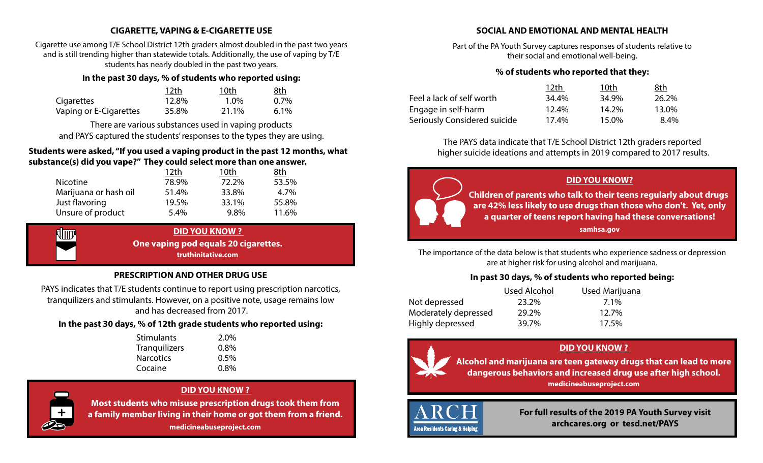## CIGARETTE, VAPING & E-CIGARETTE USE

Cigarette use among T/E School District 12th graders almost doubled in the past two years and is still trending higher than statewide totals. Additionally, the use of vaping by T/E students has nearly doubled in the past two years.

**In the past 30 days, % of students who reported using:**

| | 12th | 10th | 8th |
|---|---|---|---|
| Cigarettes | 12.8% | 1.0% | 0.7% |
| Vaping or E-Cigarettes | 35.8% | 21.1% | 6.1% |

There are various substances used in vaping products and PAYS captured the students' responses to the types they are using.

**Students were asked, "If you used a vaping product in the past 12 months, what substance(s) did you vape?" They could select more than one answer.**

| | 12th | 10th | 8th |
|---|---|---|---|
| Nicotine | 78.9% | 72.2% | 53.5% |
| Marijuana or hash oil | 51.4% | 33.8% | 4.7% |
| Just flavoring | 19.5% | 33.1% | 55.8% |
| Unsure of product | 5.4% | 9.8% | 11.6% |

**DID YOU KNOW ?**

**One vaping pod equals 20 cigarettes.**

**truthinitative.com**

## PRESCRIPTION AND OTHER DRUG USE

PAYS indicates that T/E students continue to report using prescription narcotics, tranquilizers and stimulants. However, on a positive note, usage remains low and has decreased from 2017.

**In the past 30 days, % of 12th grade students who reported using:**

| | |
|---|---|
| Stimulants | 2.0% |
| Tranquilizers | 0.8% |
| Narcotics | 0.5% |
| Cocaine | 0.8% |

**DID YOU KNOW ?**

**Most students who misuse prescription drugs took them from a family member living in their home or got them from a friend.**

**medicineabuseproject.com**

## SOCIAL AND EMOTIONAL AND MENTAL HEALTH

Part of the PA Youth Survey captures responses of students relative to their social and emotional well-being.

**% of students who reported that they:**

| | 12th | 10th | 8th |
|---|---|---|---|
| Feel a lack of self worth | 34.4% | 34.9% | 26.2% |
| Engage in self-harm | 12.4% | 14.2% | 13.0% |
| Seriously Considered suicide | 17.4% | 15.0% | 8.4% |

The PAYS data indicate that T/E School District 12th graders reported higher suicide ideations and attempts in 2019 compared to 2017 results.

**DID YOU KNOW?**

**Children of parents who talk to their teens regularly about drugs are 42% less likely to use drugs than those who don't. Yet, only a quarter of teens report having had these conversations!**

**samhsa.gov**

The importance of the data below is that students who experience sadness or depression are at higher risk for using alcohol and marijuana.

**In past 30 days, % of students who reported being:**

| | Used Alcohol | Used Marijuana |
|---|---|---|
| Not depressed | 23.2% | 7.1% |
| Moderately depressed | 29.2% | 12.7% |
| Highly depressed | 39.7% | 17.5% |

**DID YOU KNOW ?**

**Alcohol and marijuana are teen gateway drugs that can lead to more dangerous behaviors and increased drug use after high school.**

**medicineabuseproject.com**

ARCH
Area Residents Caring & Helping

**For full results of the 2019 PA Youth Survey visit archcares.org or tesd.net/PAYS**